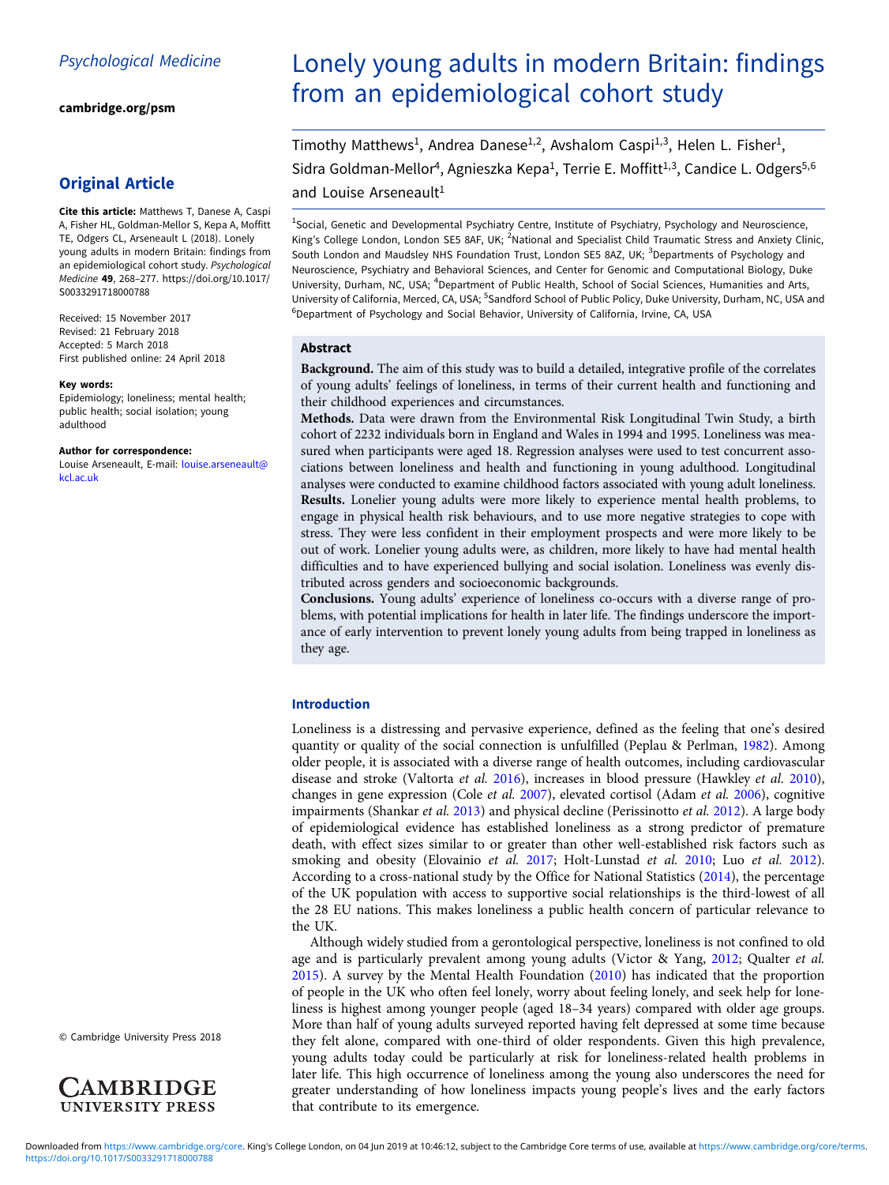Psychological Medicine

cambridge.org/psm

## Original Article

**Cite this article:** Matthews T, Danese A, Caspi A, Fisher HL, Goldman-Mellor S, Kepa A, Moffitt TE, Odgers CL, Arseneault L (2018). Lonely young adults in modern Britain: findings from an epidemiological cohort study. *Psychological Medicine* **49**, 268–277. https://doi.org/10.1017/S0033291718000788

Received: 15 November 2017
Revised: 21 February 2018
Accepted: 5 March 2018
First published online: 24 April 2018

**Key words:**
Epidemiology; loneliness; mental health; public health; social isolation; young adulthood

**Author for correspondence:**
Louise Arseneault, E-mail: louise.arseneault@kcl.ac.uk

© Cambridge University Press 2018

# Lonely young adults in modern Britain: findings from an epidemiological cohort study

Timothy Matthews[1], Andrea Danese[1,2], Avshalom Caspi[1,3], Helen L. Fisher[1], Sidra Goldman-Mellor[4], Agnieszka Kepa[1], Terrie E. Moffitt[1,3], Candice L. Odgers[5,6] and Louise Arseneault[1]

[1]Social, Genetic and Developmental Psychiatry Centre, Institute of Psychiatry, Psychology and Neuroscience, King's College London, London SE5 8AF, UK; [2]National and Specialist Child Traumatic Stress and Anxiety Clinic, South London and Maudsley NHS Foundation Trust, London SE5 8AZ, UK; [3]Departments of Psychology and Neuroscience, Psychiatry and Behavioral Sciences, and Center for Genomic and Computational Biology, Duke University, Durham, NC, USA; [4]Department of Public Health, School of Social Sciences, Humanities and Arts, University of California, Merced, CA, USA; [5]Sandford School of Public Policy, Duke University, Durham, NC, USA and [6]Department of Psychology and Social Behavior, University of California, Irvine, CA, USA

## Abstract

**Background.** The aim of this study was to build a detailed, integrative profile of the correlates of young adults' feelings of loneliness, in terms of their current health and functioning and their childhood experiences and circumstances.

**Methods.** Data were drawn from the Environmental Risk Longitudinal Twin Study, a birth cohort of 2232 individuals born in England and Wales in 1994 and 1995. Loneliness was measured when participants were aged 18. Regression analyses were used to test concurrent associations between loneliness and health and functioning in young adulthood. Longitudinal analyses were conducted to examine childhood factors associated with young adult loneliness.

**Results.** Lonelier young adults were more likely to experience mental health problems, to engage in physical health risk behaviours, and to use more negative strategies to cope with stress. They were less confident in their employment prospects and were more likely to be out of work. Lonelier young adults were, as children, more likely to have had mental health difficulties and to have experienced bullying and social isolation. Loneliness was evenly distributed across genders and socioeconomic backgrounds.

**Conclusions.** Young adults' experience of loneliness co-occurs with a diverse range of problems, with potential implications for health in later life. The findings underscore the importance of early intervention to prevent lonely young adults from being trapped in loneliness as they age.

## Introduction

Loneliness is a distressing and pervasive experience, defined as the feeling that one's desired quantity or quality of the social connection is unfulfilled (Peplau & Perlman, 1982). Among older people, it is associated with a diverse range of health outcomes, including cardiovascular disease and stroke (Valtorta *et al.* 2016), increases in blood pressure (Hawkley *et al.* 2010), changes in gene expression (Cole *et al.* 2007), elevated cortisol (Adam *et al.* 2006), cognitive impairments (Shankar *et al.* 2013) and physical decline (Perissinotto *et al.* 2012). A large body of epidemiological evidence has established loneliness as a strong predictor of premature death, with effect sizes similar to or greater than other well-established risk factors such as smoking and obesity (Elovainio *et al.* 2017; Holt-Lunstad *et al.* 2010; Luo *et al.* 2012). According to a cross-national study by the Office for National Statistics (2014), the percentage of the UK population with access to supportive social relationships is the third-lowest of all the 28 EU nations. This makes loneliness a public health concern of particular relevance to the UK.

Although widely studied from a gerontological perspective, loneliness is not confined to old age and is particularly prevalent among young adults (Victor & Yang, 2012; Qualter *et al.* 2015). A survey by the Mental Health Foundation (2010) has indicated that the proportion of people in the UK who often feel lonely, worry about feeling lonely, and seek help for loneliness is highest among younger people (aged 18–34 years) compared with older age groups. More than half of young adults surveyed reported having felt depressed at some time because they felt alone, compared with one-third of older respondents. Given this high prevalence, young adults today could be particularly at risk for loneliness-related health problems in later life. This high occurrence of loneliness among the young also underscores the need for greater understanding of how loneliness impacts young people's lives and the early factors that contribute to its emergence.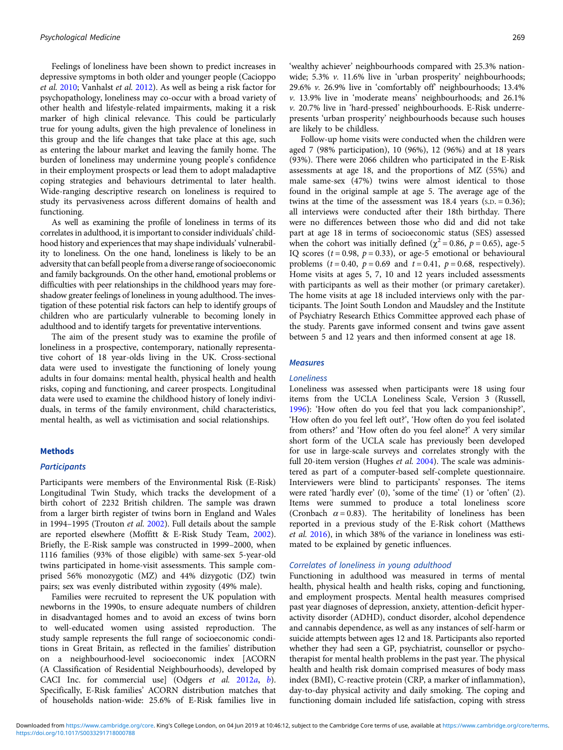Feelings of loneliness have been shown to predict increases in depressive symptoms in both older and younger people (Cacioppo *et al.* 2010; Vanhalst *et al.* 2012). As well as being a risk factor for psychopathology, loneliness may co-occur with a broad variety of other health and lifestyle-related impairments, making it a risk marker of high clinical relevance. This could be particularly true for young adults, given the high prevalence of loneliness in this group and the life changes that take place at this age, such as entering the labour market and leaving the family home. The burden of loneliness may undermine young people's confidence in their employment prospects or lead them to adopt maladaptive coping strategies and behaviours detrimental to later health. Wide-ranging descriptive research on loneliness is required to study its pervasiveness across different domains of health and functioning.

As well as examining the profile of loneliness in terms of its correlates in adulthood, it is important to consider individuals' childhood history and experiences that may shape individuals' vulnerability to loneliness. On the one hand, loneliness is likely to be an adversity that can befall people from a diverse range of socioeconomic and family backgrounds. On the other hand, emotional problems or difficulties with peer relationships in the childhood years may foreshadow greater feelings of loneliness in young adulthood. The investigation of these potential risk factors can help to identify groups of children who are particularly vulnerable to becoming lonely in adulthood and to identify targets for preventative interventions.

The aim of the present study was to examine the profile of loneliness in a prospective, contemporary, nationally representative cohort of 18 year-olds living in the UK. Cross-sectional data were used to investigate the functioning of lonely young adults in four domains: mental health, physical health and health risks, coping and functioning, and career prospects. Longitudinal data were used to examine the childhood history of lonely individuals, in terms of the family environment, child characteristics, mental health, as well as victimisation and social relationships.

## Methods

### Participants

Participants were members of the Environmental Risk (E-Risk) Longitudinal Twin Study, which tracks the development of a birth cohort of 2232 British children. The sample was drawn from a larger birth register of twins born in England and Wales in 1994–1995 (Trouton *et al.* 2002). Full details about the sample are reported elsewhere (Moffitt & E-Risk Study Team, 2002). Briefly, the E-Risk sample was constructed in 1999–2000, when 1116 families (93% of those eligible) with same-sex 5-year-old twins participated in home-visit assessments. This sample comprised 56% monozygotic (MZ) and 44% dizygotic (DZ) twin pairs; sex was evenly distributed within zygosity (49% male).

Families were recruited to represent the UK population with newborns in the 1990s, to ensure adequate numbers of children in disadvantaged homes and to avoid an excess of twins born to well-educated women using assisted reproduction. The study sample represents the full range of socioeconomic conditions in Great Britain, as reflected in the families' distribution on a neighbourhood-level socioeconomic index [ACORN (A Classification of Residential Neighbourhoods), developed by CACI Inc. for commercial use] (Odgers *et al.* 2012*a*, *b*). Specifically, E-Risk families' ACORN distribution matches that of households nation-wide: 25.6% of E-Risk families live in 'wealthy achiever' neighbourhoods compared with 25.3% nation-wide; 5.3% *v.* 11.6% live in 'urban prosperity' neighbourhoods; 29.6% *v.* 26.9% live in 'comfortably off' neighbourhoods; 13.4% *v.* 13.9% live in 'moderate means' neighbourhoods; and 26.1% *v.* 20.7% live in 'hard-pressed' neighbourhoods. E-Risk underrepresents 'urban prosperity' neighbourhoods because such houses are likely to be childless.

Follow-up home visits were conducted when the children were aged 7 (98% participation), 10 (96%), 12 (96%) and at 18 years (93%). There were 2066 children who participated in the E-Risk assessments at age 18, and the proportions of MZ (55%) and male same-sex (47%) twins were almost identical to those found in the original sample at age 5. The average age of the twins at the time of the assessment was 18.4 years (S.D. = 0.36); all interviews were conducted after their 18th birthday. There were no differences between those who did and did not take part at age 18 in terms of socioeconomic status (SES) assessed when the cohort was initially defined ($\chi^2 = 0.86$, $p = 0.65$), age-5 IQ scores ($t = 0.98$, $p = 0.33$), or age-5 emotional or behavioural problems ($t = 0.40$, $p = 0.69$ and $t = 0.41$, $p = 0.68$, respectively). Home visits at ages 5, 7, 10 and 12 years included assessments with participants as well as their mother (or primary caretaker). The home visits at age 18 included interviews only with the participants. The Joint South London and Maudsley and the Institute of Psychiatry Research Ethics Committee approved each phase of the study. Parents gave informed consent and twins gave assent between 5 and 12 years and then informed consent at age 18.

### Measures

#### Loneliness

Loneliness was assessed when participants were 18 using four items from the UCLA Loneliness Scale, Version 3 (Russell, 1996): 'How often do you feel that you lack companionship?', 'How often do you feel left out?', 'How often do you feel isolated from others?' and 'How often do you feel alone?' A very similar short form of the UCLA scale has previously been developed for use in large-scale surveys and correlates strongly with the full 20-item version (Hughes *et al.* 2004). The scale was administered as part of a computer-based self-complete questionnaire. Interviewers were blind to participants' responses. The items were rated 'hardly ever' (0), 'some of the time' (1) or 'often' (2). Items were summed to produce a total loneliness score (Cronbach $\alpha = 0.83$). The heritability of loneliness has been reported in a previous study of the E-Risk cohort (Matthews *et al.* 2016), in which 38% of the variance in loneliness was estimated to be explained by genetic influences.

#### Correlates of loneliness in young adulthood

Functioning in adulthood was measured in terms of mental health, physical health and health risks, coping and functioning, and employment prospects. Mental health measures comprised past year diagnoses of depression, anxiety, attention-deficit hyperactivity disorder (ADHD), conduct disorder, alcohol dependence and cannabis dependence, as well as any instances of self-harm or suicide attempts between ages 12 and 18. Participants also reported whether they had seen a GP, psychiatrist, counsellor or psychotherapist for mental health problems in the past year. The physical health and health risk domain comprised measures of body mass index (BMI), C-reactive protein (CRP, a marker of inflammation), day-to-day physical activity and daily smoking. The coping and functioning domain included life satisfaction, coping with stress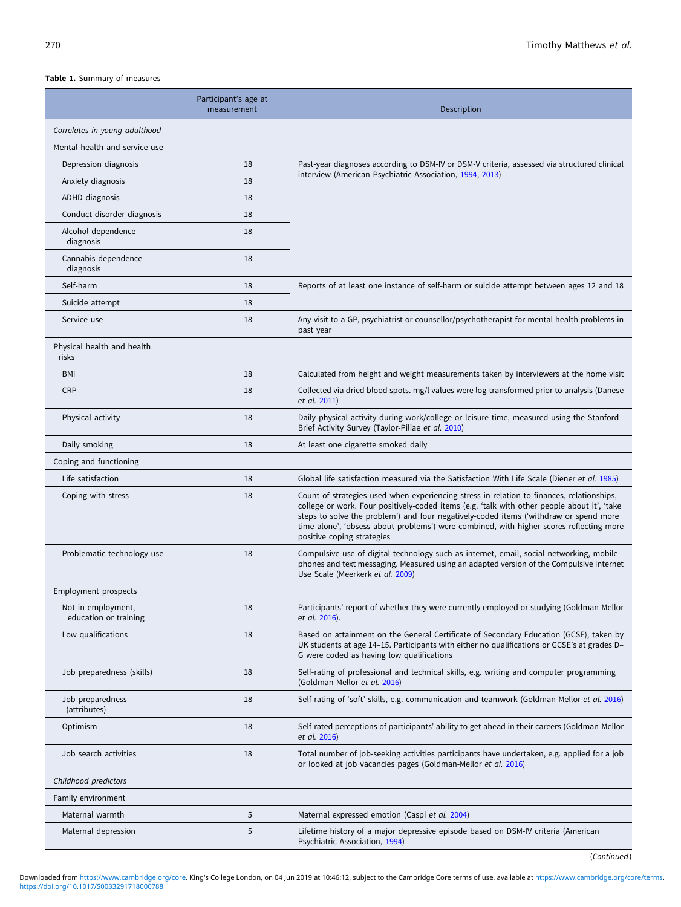**Table 1.** Summary of measures

| | Participant's age at measurement | Description |
|---|---|---|
| *Correlates in young adulthood* | | |
| Mental health and service use | | |
| Depression diagnosis | 18 | Past-year diagnoses according to DSM-IV or DSM-V criteria, assessed via structured clinical interview (American Psychiatric Association, 1994, 2013) |
| Anxiety diagnosis | 18 | |
| ADHD diagnosis | 18 | |
| Conduct disorder diagnosis | 18 | |
| Alcohol dependence diagnosis | 18 | |
| Cannabis dependence diagnosis | 18 | |
| Self-harm | 18 | Reports of at least one instance of self-harm or suicide attempt between ages 12 and 18 |
| Suicide attempt | 18 | |
| Service use | 18 | Any visit to a GP, psychiatrist or counsellor/psychotherapist for mental health problems in past year |
| Physical health and health risks | | |
| BMI | 18 | Calculated from height and weight measurements taken by interviewers at the home visit |
| CRP | 18 | Collected via dried blood spots. mg/l values were log-transformed prior to analysis (Danese *et al.* 2011) |
| Physical activity | 18 | Daily physical activity during work/college or leisure time, measured using the Stanford Brief Activity Survey (Taylor-Piliae *et al.* 2010) |
| Daily smoking | 18 | At least one cigarette smoked daily |
| Coping and functioning | | |
| Life satisfaction | 18 | Global life satisfaction measured via the Satisfaction With Life Scale (Diener *et al.* 1985) |
| Coping with stress | 18 | Count of strategies used when experiencing stress in relation to finances, relationships, college or work. Four positively-coded items (e.g. 'talk with other people about it', 'take steps to solve the problem') and four negatively-coded items ('withdraw or spend more time alone', 'obsess about problems') were combined, with higher scores reflecting more positive coping strategies |
| Problematic technology use | 18 | Compulsive use of digital technology such as internet, email, social networking, mobile phones and text messaging. Measured using an adapted version of the Compulsive Internet Use Scale (Meerkerk *et al.* 2009) |
| Employment prospects | | |
| Not in employment, education or training | 18 | Participants' report of whether they were currently employed or studying (Goldman-Mellor *et al.* 2016). |
| Low qualifications | 18 | Based on attainment on the General Certificate of Secondary Education (GCSE), taken by UK students at age 14–15. Participants with either no qualifications or GCSE's at grades D–G were coded as having low qualifications |
| Job preparedness (skills) | 18 | Self-rating of professional and technical skills, e.g. writing and computer programming (Goldman-Mellor *et al.* 2016) |
| Job preparedness (attributes) | 18 | Self-rating of 'soft' skills, e.g. communication and teamwork (Goldman-Mellor *et al.* 2016) |
| Optimism | 18 | Self-rated perceptions of participants' ability to get ahead in their careers (Goldman-Mellor *et al.* 2016) |
| Job search activities | 18 | Total number of job-seeking activities participants have undertaken, e.g. applied for a job or looked at job vacancies pages (Goldman-Mellor *et al.* 2016) |
| *Childhood predictors* | | |
| Family environment | | |
| Maternal warmth | 5 | Maternal expressed emotion (Caspi *et al.* 2004) |
| Maternal depression | 5 | Lifetime history of a major depressive episode based on DSM-IV criteria (American Psychiatric Association, 1994) |

(*Continued*)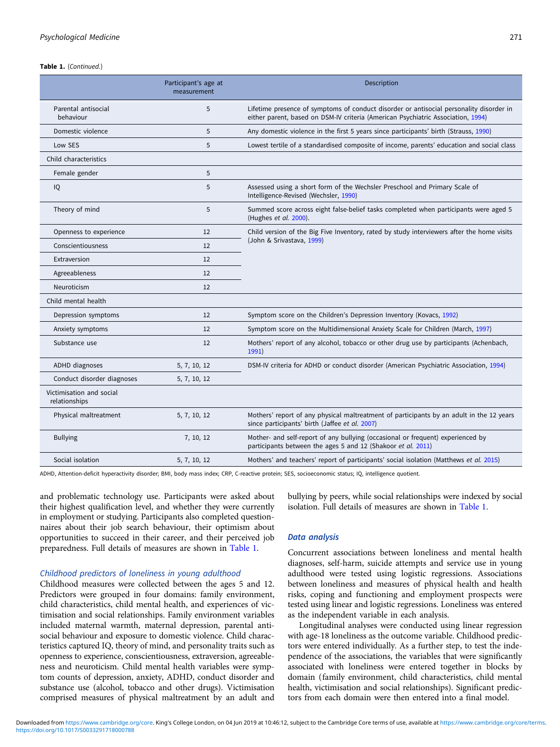**Table 1.** (*Continued.*)

| | Participant's age at measurement | Description |
|---|---|---|
| Parental antisocial behaviour | 5 | Lifetime presence of symptoms of conduct disorder or antisocial personality disorder in either parent, based on DSM-IV criteria (American Psychiatric Association, 1994) |
| Domestic violence | 5 | Any domestic violence in the first 5 years since participants' birth (Strauss, 1990) |
| Low SES | 5 | Lowest tertile of a standardised composite of income, parents' education and social class |
| Child characteristics | | |
| Female gender | 5 | |
| IQ | 5 | Assessed using a short form of the Wechsler Preschool and Primary Scale of Intelligence-Revised (Wechsler, 1990) |
| Theory of mind | 5 | Summed score across eight false-belief tasks completed when participants were aged 5 (Hughes *et al.* 2000). |
| Openness to experience | 12 | Child version of the Big Five Inventory, rated by study interviewers after the home visits (John & Srivastava, 1999) |
| Conscientiousness | 12 | |
| Extraversion | 12 | |
| Agreeableness | 12 | |
| Neuroticism | 12 | |
| Child mental health | | |
| Depression symptoms | 12 | Symptom score on the Children's Depression Inventory (Kovacs, 1992) |
| Anxiety symptoms | 12 | Symptom score on the Multidimensional Anxiety Scale for Children (March, 1997) |
| Substance use | 12 | Mothers' report of any alcohol, tobacco or other drug use by participants (Achenbach, 1991) |
| ADHD diagnoses | 5, 7, 10, 12 | DSM-IV criteria for ADHD or conduct disorder (American Psychiatric Association, 1994) |
| Conduct disorder diagnoses | 5, 7, 10, 12 | |
| Victimisation and social relationships | | |
| Physical maltreatment | 5, 7, 10, 12 | Mothers' report of any physical maltreatment of participants by an adult in the 12 years since participants' birth (Jaffee *et al.* 2007) |
| Bullying | 7, 10, 12 | Mother- and self-report of any bullying (occasional or frequent) experienced by participants between the ages 5 and 12 (Shakoor *et al.* 2011) |
| Social isolation | 5, 7, 10, 12 | Mothers' and teachers' report of participants' social isolation (Matthews *et al.* 2015) |

ADHD, Attention-deficit hyperactivity disorder; BMI, body mass index; CRP, C-reactive protein; SES, socioeconomic status; IQ, intelligence quotient.

and problematic technology use. Participants were asked about their highest qualification level, and whether they were currently in employment or studying. Participants also completed questionnaires about their job search behaviour, their optimism about opportunities to succeed in their career, and their perceived job preparedness. Full details of measures are shown in Table 1.

### *Childhood predictors of loneliness in young adulthood*

Childhood measures were collected between the ages 5 and 12. Predictors were grouped in four domains: family environment, child characteristics, child mental health, and experiences of victimisation and social relationships. Family environment variables included maternal warmth, maternal depression, parental antisocial behaviour and exposure to domestic violence. Child characteristics captured IQ, theory of mind, and personality traits such as openness to experience, conscientiousness, extraversion, agreeableness and neuroticism. Child mental health variables were symptom counts of depression, anxiety, ADHD, conduct disorder and substance use (alcohol, tobacco and other drugs). Victimisation comprised measures of physical maltreatment by an adult and bullying by peers, while social relationships were indexed by social isolation. Full details of measures are shown in Table 1.

## *Data analysis*

Concurrent associations between loneliness and mental health diagnoses, self-harm, suicide attempts and service use in young adulthood were tested using logistic regressions. Associations between loneliness and measures of physical health and health risks, coping and functioning and employment prospects were tested using linear and logistic regressions. Loneliness was entered as the independent variable in each analysis.

Longitudinal analyses were conducted using linear regression with age-18 loneliness as the outcome variable. Childhood predictors were entered individually. As a further step, to test the independence of the associations, the variables that were significantly associated with loneliness were entered together in blocks by domain (family environment, child characteristics, child mental health, victimisation and social relationships). Significant predictors from each domain were then entered into a final model.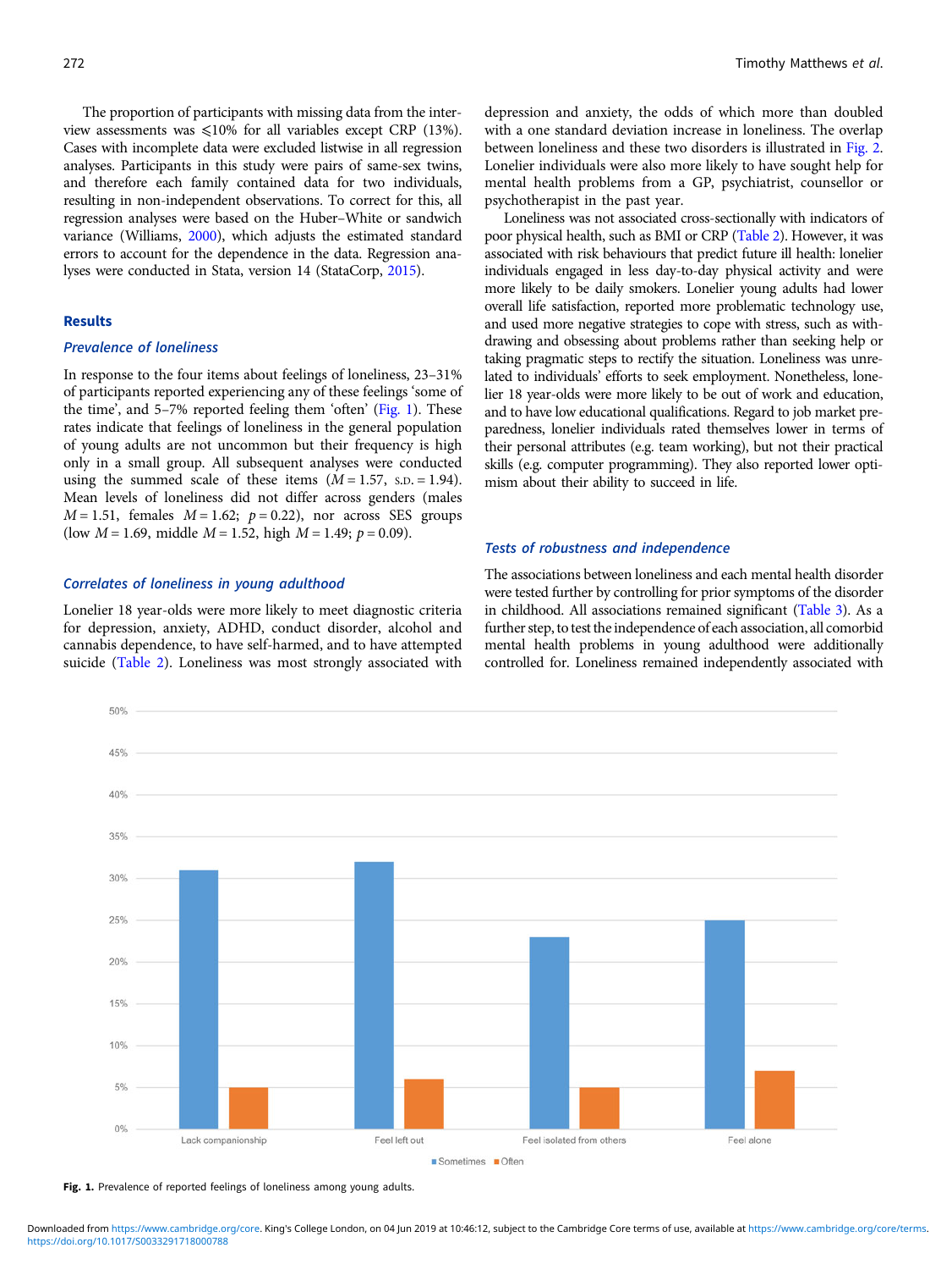The proportion of participants with missing data from the interview assessments was ⩽10% for all variables except CRP (13%). Cases with incomplete data were excluded listwise in all regression analyses. Participants in this study were pairs of same-sex twins, and therefore each family contained data for two individuals, resulting in non-independent observations. To correct for this, all regression analyses were based on the Huber–White or sandwich variance (Williams, 2000), which adjusts the estimated standard errors to account for the dependence in the data. Regression analyses were conducted in Stata, version 14 (StataCorp, 2015).

## Results

### Prevalence of loneliness

In response to the four items about feelings of loneliness, 23–31% of participants reported experiencing any of these feelings 'some of the time', and 5–7% reported feeling them 'often' (Fig. 1). These rates indicate that feelings of loneliness in the general population of young adults are not uncommon but their frequency is high only in a small group. All subsequent analyses were conducted using the summed scale of these items ($M = 1.57$, S.D. $= 1.94$). Mean levels of loneliness did not differ across genders (males $M = 1.51$, females $M = 1.62$; $p = 0.22$), nor across SES groups (low $M = 1.69$, middle $M = 1.52$, high $M = 1.49$; $p = 0.09$).

### Correlates of loneliness in young adulthood

Lonelier 18 year-olds were more likely to meet diagnostic criteria for depression, anxiety, ADHD, conduct disorder, alcohol and cannabis dependence, to have self-harmed, and to have attempted suicide (Table 2). Loneliness was most strongly associated with depression and anxiety, the odds of which more than doubled with a one standard deviation increase in loneliness. The overlap between loneliness and these two disorders is illustrated in Fig. 2. Lonelier individuals were also more likely to have sought help for mental health problems from a GP, psychiatrist, counsellor or psychotherapist in the past year.

Loneliness was not associated cross-sectionally with indicators of poor physical health, such as BMI or CRP (Table 2). However, it was associated with risk behaviours that predict future ill health: lonelier individuals engaged in less day-to-day physical activity and were more likely to be daily smokers. Lonelier young adults had lower overall life satisfaction, reported more problematic technology use, and used more negative strategies to cope with stress, such as withdrawing and obsessing about problems rather than seeking help or taking pragmatic steps to rectify the situation. Loneliness was unrelated to individuals' efforts to seek employment. Nonetheless, lonelier 18 year-olds were more likely to be out of work and education, and to have low educational qualifications. Regard to job market preparedness, lonelier individuals rated themselves lower in terms of their personal attributes (e.g. team working), but not their practical skills (e.g. computer programming). They also reported lower optimism about their ability to succeed in life.

### Tests of robustness and independence

The associations between loneliness and each mental health disorder were tested further by controlling for prior symptoms of the disorder in childhood. All associations remained significant (Table 3). As a further step, to test the independence of each association, all comorbid mental health problems in young adulthood were additionally controlled for. Loneliness remained independently associated with

**Fig. 1.** Prevalence of reported feelings of loneliness among young adults.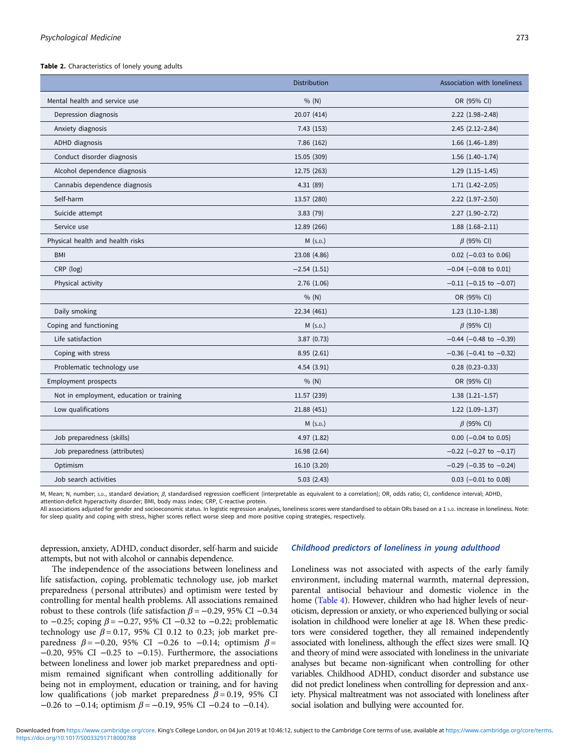**Table 2.** Characteristics of lonely young adults

| | Distribution | Association with loneliness |
|---|---|---|
| Mental health and service use | % (N) | OR (95% CI) |
| Depression diagnosis | 20.07 (414) | 2.22 (1.98–2.48) |
| Anxiety diagnosis | 7.43 (153) | 2.45 (2.12–2.84) |
| ADHD diagnosis | 7.86 (162) | 1.66 (1.46–1.89) |
| Conduct disorder diagnosis | 15.05 (309) | 1.56 (1.40–1.74) |
| Alcohol dependence diagnosis | 12.75 (263) | 1.29 (1.15–1.45) |
| Cannabis dependence diagnosis | 4.31 (89) | 1.71 (1.42–2.05) |
| Self-harm | 13.57 (280) | 2.22 (1.97–2.50) |
| Suicide attempt | 3.83 (79) | 2.27 (1.90–2.72) |
| Service use | 12.89 (266) | 1.88 (1.68–2.11) |
| Physical health and health risks | M (s.d.) | $\beta$ (95% CI) |
| BMI | 23.08 (4.86) | 0.02 (−0.03 to 0.06) |
| CRP (log) | −2.54 (1.51) | −0.04 (−0.08 to 0.01) |
| Physical activity | 2.76 (1.06) | −0.11 (−0.15 to −0.07) |
| | % (N) | OR (95% CI) |
| Daily smoking | 22.34 (461) | 1.23 (1.10–1.38) |
| Coping and functioning | M (s.d.) | $\beta$ (95% CI) |
| Life satisfaction | 3.87 (0.73) | −0.44 (−0.48 to −0.39) |
| Coping with stress | 8.95 (2.61) | −0.36 (−0.41 to −0.32) |
| Problematic technology use | 4.54 (3.91) | 0.28 (0.23–0.33) |
| Employment prospects | % (N) | OR (95% CI) |
| Not in employment, education or training | 11.57 (239) | 1.38 (1.21–1.57) |
| Low qualifications | 21.88 (451) | 1.22 (1.09–1.37) |
| | M (s.d.) | $\beta$ (95% CI) |
| Job preparedness (skills) | 4.97 (1.82) | 0.00 (−0.04 to 0.05) |
| Job preparedness (attributes) | 16.98 (2.64) | −0.22 (−0.27 to −0.17) |
| Optimism | 16.10 (3.20) | −0.29 (−0.35 to −0.24) |
| Job search activities | 5.03 (2.43) | 0.03 (−0.01 to 0.08) |

M, Mean; N, number; s.d., standard deviation; $\beta$, standardised regression coefficient (interpretable as equivalent to a correlation); OR, odds ratio; CI, confidence interval; ADHD, attention-deficit hyperactivity disorder; BMI, body mass index; CRP, C-reactive protein.
All associations adjusted for gender and socioeconomic status. In logistic regression analyses, loneliness scores were standardised to obtain ORs based on a 1 s.d. increase in loneliness. Note: for sleep quality and coping with stress, higher scores reflect worse sleep and more positive coping strategies, respectively.

depression, anxiety, ADHD, conduct disorder, self-harm and suicide attempts, but not with alcohol or cannabis dependence.

The independence of the associations between loneliness and life satisfaction, coping, problematic technology use, job market preparedness (personal attributes) and optimism were tested by controlling for mental health problems. All associations remained robust to these controls (life satisfaction $\beta = -0.29$, 95% CI −0.34 to −0.25; coping $\beta = -0.27$, 95% CI −0.32 to −0.22; problematic technology use $\beta = 0.17$, 95% CI 0.12 to 0.23; job market preparedness $\beta = -0.20$, 95% CI −0.26 to −0.14; optimism $\beta = -0.20$, 95% CI −0.25 to −0.15). Furthermore, the associations between loneliness and lower job market preparedness and optimism remained significant when controlling additionally for being not in employment, education or training, and for having low qualifications (job market preparedness $\beta = 0.19$, 95% CI −0.26 to −0.14; optimism $\beta = -0.19$, 95% CI −0.24 to −0.14).

### Childhood predictors of loneliness in young adulthood

Loneliness was not associated with aspects of the early family environment, including maternal warmth, maternal depression, parental antisocial behaviour and domestic violence in the home (Table 4). However, children who had higher levels of neuroticism, depression or anxiety, or who experienced bullying or social isolation in childhood were lonelier at age 18. When these predictors were considered together, they all remained independently associated with loneliness, although the effect sizes were small. IQ and theory of mind were associated with loneliness in the univariate analyses but became non-significant when controlling for other variables. Childhood ADHD, conduct disorder and substance use did not predict loneliness when controlling for depression and anxiety. Physical maltreatment was not associated with loneliness after social isolation and bullying were accounted for.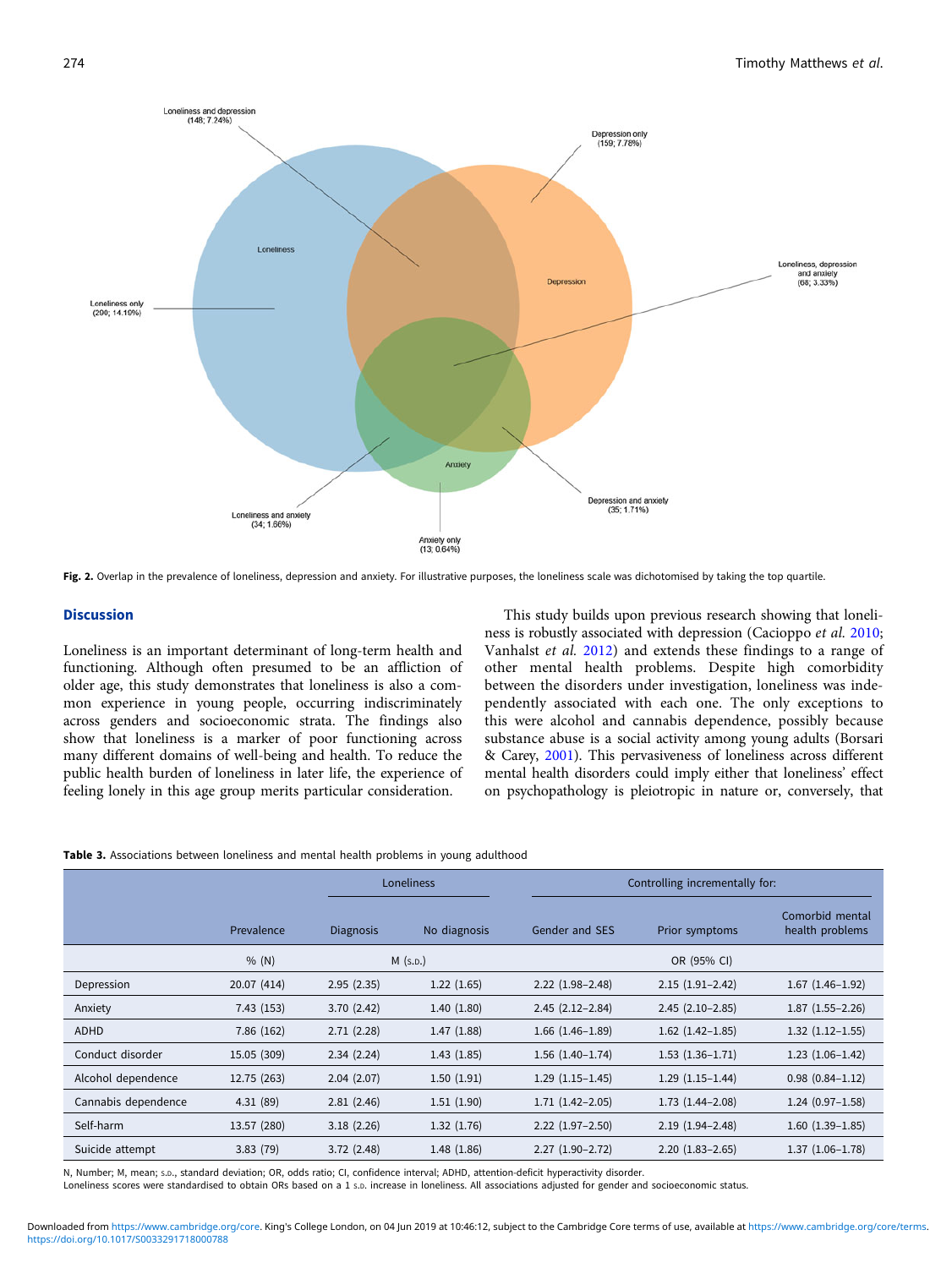Fig. 2. Overlap in the prevalence of loneliness, depression and anxiety. For illustrative purposes, the loneliness scale was dichotomised by taking the top quartile.

## Discussion

Loneliness is an important determinant of long-term health and functioning. Although often presumed to be an affliction of older age, this study demonstrates that loneliness is also a common experience in young people, occurring indiscriminately across genders and socioeconomic strata. The findings also show that loneliness is a marker of poor functioning across many different domains of well-being and health. To reduce the public health burden of loneliness in later life, the experience of feeling lonely in this age group merits particular consideration.

This study builds upon previous research showing that loneliness is robustly associated with depression (Cacioppo *et al.* 2010; Vanhalst *et al.* 2012) and extends these findings to a range of other mental health problems. Despite high comorbidity between the disorders under investigation, loneliness was independently associated with each one. The only exceptions to this were alcohol and cannabis dependence, possibly because substance abuse is a social activity among young adults (Borsari & Carey, 2001). This pervasiveness of loneliness across different mental health disorders could imply either that loneliness' effect on psychopathology is pleiotropic in nature or, conversely, that

**Table 3.** Associations between loneliness and mental health problems in young adulthood

| | Prevalence | Loneliness | | Controlling incrementally for: | | |
|---|---|---|---|---|---|---|
| | | Diagnosis | No diagnosis | Gender and SES | Prior symptoms | Comorbid mental health problems |
| | % (N) | M (s.d.) | | OR (95% CI) | | |
| Depression | 20.07 (414) | 2.95 (2.35) | 1.22 (1.65) | 2.22 (1.98–2.48) | 2.15 (1.91–2.42) | 1.67 (1.46–1.92) |
| Anxiety | 7.43 (153) | 3.70 (2.42) | 1.40 (1.80) | 2.45 (2.12–2.84) | 2.45 (2.10–2.85) | 1.87 (1.55–2.26) |
| ADHD | 7.86 (162) | 2.71 (2.28) | 1.47 (1.88) | 1.66 (1.46–1.89) | 1.62 (1.42–1.85) | 1.32 (1.12–1.55) |
| Conduct disorder | 15.05 (309) | 2.34 (2.24) | 1.43 (1.85) | 1.56 (1.40–1.74) | 1.53 (1.36–1.71) | 1.23 (1.06–1.42) |
| Alcohol dependence | 12.75 (263) | 2.04 (2.07) | 1.50 (1.91) | 1.29 (1.15–1.45) | 1.29 (1.15–1.44) | 0.98 (0.84–1.12) |
| Cannabis dependence | 4.31 (89) | 2.81 (2.46) | 1.51 (1.90) | 1.71 (1.42–2.05) | 1.73 (1.44–2.08) | 1.24 (0.97–1.58) |
| Self-harm | 13.57 (280) | 3.18 (2.26) | 1.32 (1.76) | 2.22 (1.97–2.50) | 2.19 (1.94–2.48) | 1.60 (1.39–1.85) |
| Suicide attempt | 3.83 (79) | 3.72 (2.48) | 1.48 (1.86) | 2.27 (1.90–2.72) | 2.20 (1.83–2.65) | 1.37 (1.06–1.78) |

N, Number; M, mean; s.d., standard deviation; OR, odds ratio; CI, confidence interval; ADHD, attention-deficit hyperactivity disorder.
Loneliness scores were standardised to obtain ORs based on a 1 s.d. increase in loneliness. All associations adjusted for gender and socioeconomic status.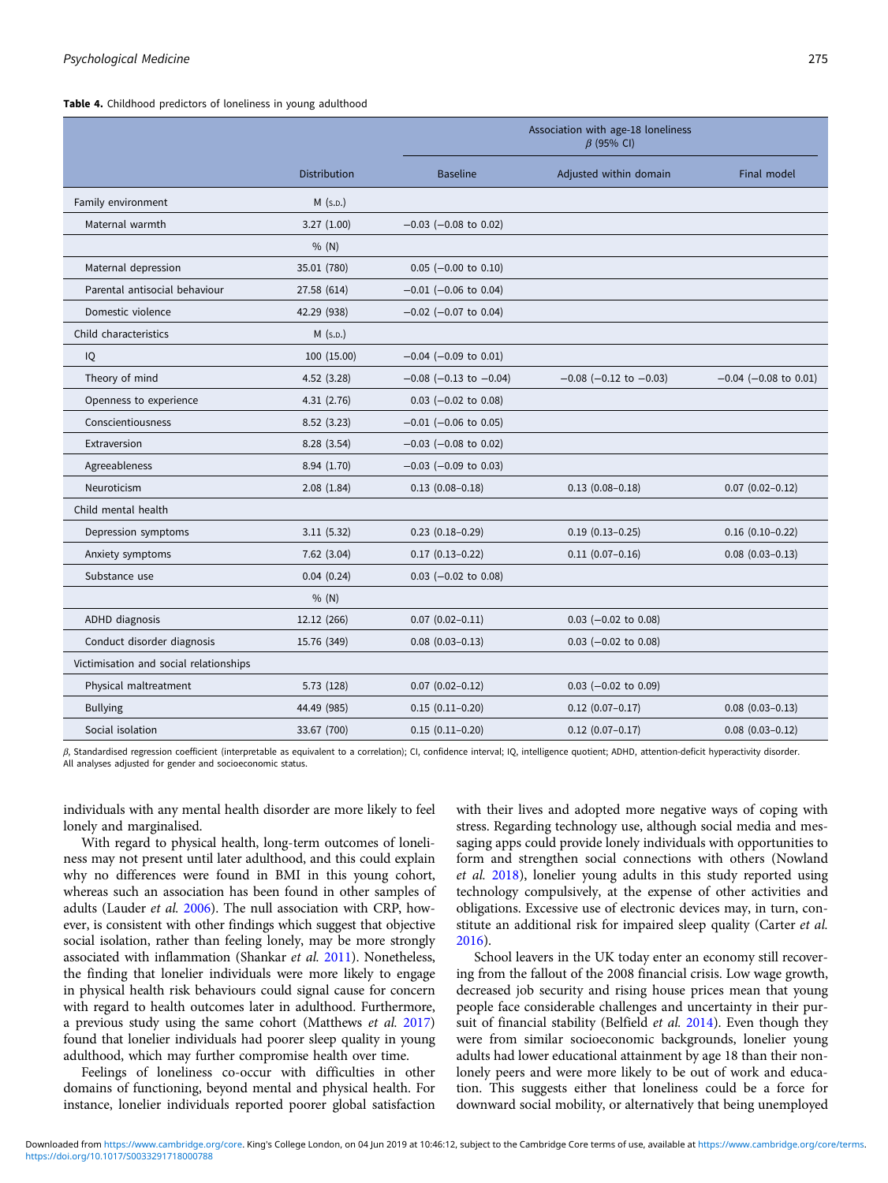**Table 4.** Childhood predictors of loneliness in young adulthood

| | Distribution | Association with age-18 loneliness $\beta$ (95% CI) | | |
|---|---|---|---|---|
| | | Baseline | Adjusted within domain | Final model |
| Family environment | M (S.D.) | | | |
| Maternal warmth | 3.27 (1.00) | −0.03 (−0.08 to 0.02) | | |
| | % (N) | | | |
| Maternal depression | 35.01 (780) | 0.05 (−0.00 to 0.10) | | |
| Parental antisocial behaviour | 27.58 (614) | −0.01 (−0.06 to 0.04) | | |
| Domestic violence | 42.29 (938) | −0.02 (−0.07 to 0.04) | | |
| Child characteristics | M (S.D.) | | | |
| IQ | 100 (15.00) | −0.04 (−0.09 to 0.01) | | |
| Theory of mind | 4.52 (3.28) | −0.08 (−0.13 to −0.04) | −0.08 (−0.12 to −0.03) | −0.04 (−0.08 to 0.01) |
| Openness to experience | 4.31 (2.76) | 0.03 (−0.02 to 0.08) | | |
| Conscientiousness | 8.52 (3.23) | −0.01 (−0.06 to 0.05) | | |
| Extraversion | 8.28 (3.54) | −0.03 (−0.08 to 0.02) | | |
| Agreeableness | 8.94 (1.70) | −0.03 (−0.09 to 0.03) | | |
| Neuroticism | 2.08 (1.84) | 0.13 (0.08–0.18) | 0.13 (0.08–0.18) | 0.07 (0.02–0.12) |
| Child mental health | | | | |
| Depression symptoms | 3.11 (5.32) | 0.23 (0.18–0.29) | 0.19 (0.13–0.25) | 0.16 (0.10–0.22) |
| Anxiety symptoms | 7.62 (3.04) | 0.17 (0.13–0.22) | 0.11 (0.07–0.16) | 0.08 (0.03–0.13) |
| Substance use | 0.04 (0.24) | 0.03 (−0.02 to 0.08) | | |
| | % (N) | | | |
| ADHD diagnosis | 12.12 (266) | 0.07 (0.02–0.11) | 0.03 (−0.02 to 0.08) | |
| Conduct disorder diagnosis | 15.76 (349) | 0.08 (0.03–0.13) | 0.03 (−0.02 to 0.08) | |
| Victimisation and social relationships | | | | |
| Physical maltreatment | 5.73 (128) | 0.07 (0.02–0.12) | 0.03 (−0.02 to 0.09) | |
| Bullying | 44.49 (985) | 0.15 (0.11–0.20) | 0.12 (0.07–0.17) | 0.08 (0.03–0.13) |
| Social isolation | 33.67 (700) | 0.15 (0.11–0.20) | 0.12 (0.07–0.17) | 0.08 (0.03–0.12) |

$\beta$, Standardised regression coefficient (interpretable as equivalent to a correlation); CI, confidence interval; IQ, intelligence quotient; ADHD, attention-deficit hyperactivity disorder.
All analyses adjusted for gender and socioeconomic status.

individuals with any mental health disorder are more likely to feel lonely and marginalised.

With regard to physical health, long-term outcomes of loneliness may not present until later adulthood, and this could explain why no differences were found in BMI in this young cohort, whereas such an association has been found in other samples of adults (Lauder *et al.* 2006). The null association with CRP, however, is consistent with other findings which suggest that objective social isolation, rather than feeling lonely, may be more strongly associated with inflammation (Shankar *et al.* 2011). Nonetheless, the finding that lonelier individuals were more likely to engage in physical health risk behaviours could signal cause for concern with regard to health outcomes later in adulthood. Furthermore, a previous study using the same cohort (Matthews *et al.* 2017) found that lonelier individuals had poorer sleep quality in young adulthood, which may further compromise health over time.

Feelings of loneliness co-occur with difficulties in other domains of functioning, beyond mental and physical health. For instance, lonelier individuals reported poorer global satisfaction with their lives and adopted more negative ways of coping with stress. Regarding technology use, although social media and messaging apps could provide lonely individuals with opportunities to form and strengthen social connections with others (Nowland *et al.* 2018), lonelier young adults in this study reported using technology compulsively, at the expense of other activities and obligations. Excessive use of electronic devices may, in turn, constitute an additional risk for impaired sleep quality (Carter *et al.* 2016).

School leavers in the UK today enter an economy still recovering from the fallout of the 2008 financial crisis. Low wage growth, decreased job security and rising house prices mean that young people face considerable challenges and uncertainty in their pursuit of financial stability (Belfield *et al.* 2014). Even though they were from similar socioeconomic backgrounds, lonelier young adults had lower educational attainment by age 18 than their non-lonely peers and were more likely to be out of work and education. This suggests either that loneliness could be a force for downward social mobility, or alternatively that being unemployed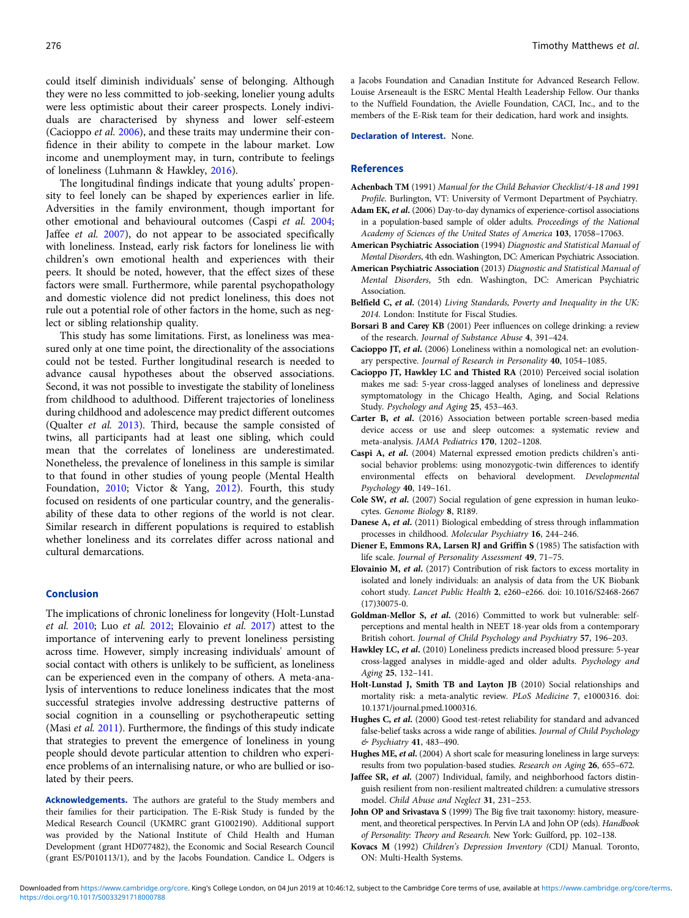could itself diminish individuals' sense of belonging. Although they were no less committed to job-seeking, lonelier young adults were less optimistic about their career prospects. Lonely individuals are characterised by shyness and lower self-esteem (Cacioppo *et al.* 2006), and these traits may undermine their confidence in their ability to compete in the labour market. Low income and unemployment may, in turn, contribute to feelings of loneliness (Luhmann & Hawkley, 2016).

The longitudinal findings indicate that young adults' propensity to feel lonely can be shaped by experiences earlier in life. Adversities in the family environment, though important for other emotional and behavioural outcomes (Caspi *et al.* 2004; Jaffee *et al.* 2007), do not appear to be associated specifically with loneliness. Instead, early risk factors for loneliness lie with children's own emotional health and experiences with their peers. It should be noted, however, that the effect sizes of these factors were small. Furthermore, while parental psychopathology and domestic violence did not predict loneliness, this does not rule out a potential role of other factors in the home, such as neglect or sibling relationship quality.

This study has some limitations. First, as loneliness was measured only at one time point, the directionality of the associations could not be tested. Further longitudinal research is needed to advance causal hypotheses about the observed associations. Second, it was not possible to investigate the stability of loneliness from childhood to adulthood. Different trajectories of loneliness during childhood and adolescence may predict different outcomes (Qualter *et al.* 2013). Third, because the sample consisted of twins, all participants had at least one sibling, which could mean that the correlates of loneliness are underestimated. Nonetheless, the prevalence of loneliness in this sample is similar to that found in other studies of young people (Mental Health Foundation, 2010; Victor & Yang, 2012). Fourth, this study focused on residents of one particular country, and the generalisability of these data to other regions of the world is not clear. Similar research in different populations is required to establish whether loneliness and its correlates differ across national and cultural demarcations.

## Conclusion

The implications of chronic loneliness for longevity (Holt-Lunstad *et al.* 2010; Luo *et al.* 2012; Elovainio *et al.* 2017) attest to the importance of intervening early to prevent loneliness persisting across time. However, simply increasing individuals' amount of social contact with others is unlikely to be sufficient, as loneliness can be experienced even in the company of others. A meta-analysis of interventions to reduce loneliness indicates that the most successful strategies involve addressing destructive patterns of social cognition in a counselling or psychotherapeutic setting (Masi *et al.* 2011). Furthermore, the findings of this study indicate that strategies to prevent the emergence of loneliness in young people should devote particular attention to children who experience problems of an internalising nature, or who are bullied or isolated by their peers.

**Acknowledgements.** The authors are grateful to the Study members and their families for their participation. The E-Risk Study is funded by the Medical Research Council (UKMRC grant G1002190). Additional support was provided by the National Institute of Child Health and Human Development (grant HD077482), the Economic and Social Research Council (grant ES/P010113/1), and by the Jacobs Foundation. Candice L. Odgers is a Jacobs Foundation and Canadian Institute for Advanced Research Fellow. Louise Arseneault is the ESRC Mental Health Leadership Fellow. Our thanks to the Nuffield Foundation, the Avielle Foundation, CACI, Inc., and to the members of the E-Risk team for their dedication, hard work and insights.

**Declaration of Interest.** None.

## References

**Achenbach TM** (1991) *Manual for the Child Behavior Checklist/4-18 and 1991 Profile.* Burlington, VT: University of Vermont Department of Psychiatry.

**Adam EK, *et al.*** (2006) Day-to-day dynamics of experience-cortisol associations in a population-based sample of older adults. *Proceedings of the National Academy of Sciences of the United States of America* **103**, 17058–17063.

**American Psychiatric Association** (1994) *Diagnostic and Statistical Manual of Mental Disorders*, 4th edn. Washington, DC: American Psychiatric Association.

**American Psychiatric Association** (2013) *Diagnostic and Statistical Manual of Mental Disorders*, 5th edn. Washington, DC: American Psychiatric Association.

**Belfield C, *et al.*** (2014) *Living Standards, Poverty and Inequality in the UK: 2014.* London: Institute for Fiscal Studies.

**Borsari B and Carey KB** (2001) Peer influences on college drinking: a review of the research. *Journal of Substance Abuse* **4**, 391–424.

**Cacioppo JT, *et al.*** (2006) Loneliness within a nomological net: an evolutionary perspective. *Journal of Research in Personality* **40**, 1054–1085.

**Cacioppo JT, Hawkley LC and Thisted RA** (2010) Perceived social isolation makes me sad: 5-year cross-lagged analyses of loneliness and depressive symptomatology in the Chicago Health, Aging, and Social Relations Study. *Psychology and Aging* **25**, 453–463.

**Carter B, *et al.*** (2016) Association between portable screen-based media device access or use and sleep outcomes: a systematic review and meta-analysis. *JAMA Pediatrics* **170**, 1202–1208.

**Caspi A, *et al.*** (2004) Maternal expressed emotion predicts children's antisocial behavior problems: using monozygotic-twin differences to identify environmental effects on behavioral development. *Developmental Psychology* **40**, 149–161.

**Cole SW, *et al.*** (2007) Social regulation of gene expression in human leukocytes. *Genome Biology* **8**, R189.

**Danese A, *et al.*** (2011) Biological embedding of stress through inflammation processes in childhood. *Molecular Psychiatry* **16**, 244–246.

**Diener E, Emmons RA, Larsen RJ and Griffin S** (1985) The satisfaction with life scale. *Journal of Personality Assessment* **49**, 71–75.

**Elovainio M, *et al.*** (2017) Contribution of risk factors to excess mortality in isolated and lonely individuals: an analysis of data from the UK Biobank cohort study. *Lancet Public Health* **2**, e260–e266. doi: 10.1016/S2468-2667(17)30075-0.

**Goldman-Mellor S, *et al.*** (2016) Committed to work but vulnerable: self-perceptions and mental health in NEET 18-year olds from a contemporary British cohort. *Journal of Child Psychology and Psychiatry* **57**, 196–203.

**Hawkley LC, *et al.*** (2010) Loneliness predicts increased blood pressure: 5-year cross-lagged analyses in middle-aged and older adults. *Psychology and Aging* **25**, 132–141.

**Holt-Lunstad J, Smith TB and Layton JB** (2010) Social relationships and mortality risk: a meta-analytic review. *PLoS Medicine* **7**, e1000316. doi: 10.1371/journal.pmed.1000316.

**Hughes C, *et al.*** (2000) Good test-retest reliability for standard and advanced false-belief tasks across a wide range of abilities. *Journal of Child Psychology & Psychiatry* **41**, 483–490.

**Hughes ME, *et al.*** (2004) A short scale for measuring loneliness in large surveys: results from two population-based studies. *Research on Aging* **26**, 655–672.

**Jaffee SR, *et al.*** (2007) Individual, family, and neighborhood factors distinguish resilient from non-resilient maltreated children: a cumulative stressors model. *Child Abuse and Neglect* **31**, 231–253.

**John OP and Srivastava S** (1999) The Big five trait taxonomy: history, measurement, and theoretical perspectives. In Pervin LA and John OP (eds). *Handbook of Personality: Theory and Research.* New York: Guilford, pp. 102–138.

**Kovacs M** (1992) *Children's Depression Inventory (CDI) Manual.* Toronto, ON: Multi-Health Systems.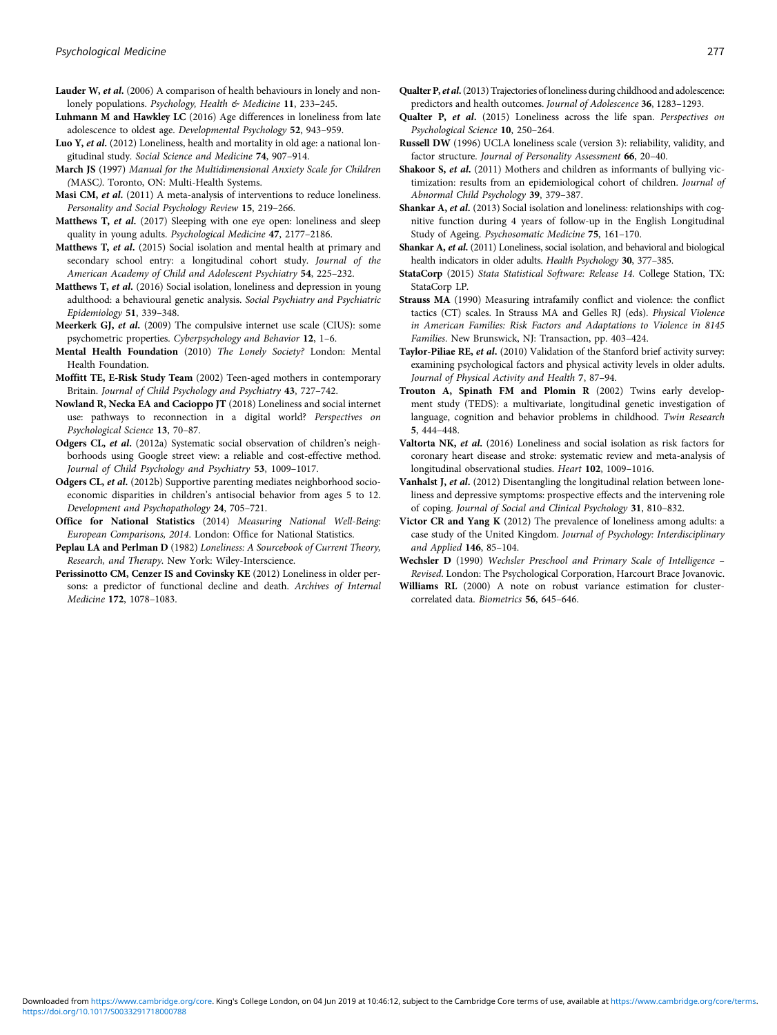**Lauder W, *et al.*** (2006) A comparison of health behaviours in lonely and non-lonely populations. *Psychology, Health & Medicine* **11**, 233–245.

**Luhmann M and Hawkley LC** (2016) Age differences in loneliness from late adolescence to oldest age. *Developmental Psychology* **52**, 943–959.

**Luo Y, *et al.*** (2012) Loneliness, health and mortality in old age: a national longitudinal study. *Social Science and Medicine* **74**, 907–914.

**March JS** (1997) *Manual for the Multidimensional Anxiety Scale for Children (MASC)*. Toronto, ON: Multi-Health Systems.

**Masi CM, *et al.*** (2011) A meta-analysis of interventions to reduce loneliness. *Personality and Social Psychology Review* **15**, 219–266.

**Matthews T, *et al.*** (2017) Sleeping with one eye open: loneliness and sleep quality in young adults. *Psychological Medicine* **47**, 2177–2186.

**Matthews T, *et al.*** (2015) Social isolation and mental health at primary and secondary school entry: a longitudinal cohort study. *Journal of the American Academy of Child and Adolescent Psychiatry* **54**, 225–232.

**Matthews T, *et al.*** (2016) Social isolation, loneliness and depression in young adulthood: a behavioural genetic analysis. *Social Psychiatry and Psychiatric Epidemiology* **51**, 339–348.

**Meerkerk GJ, *et al.*** (2009) The compulsive internet use scale (CIUS): some psychometric properties. *Cyberpsychology and Behavior* **12**, 1–6.

**Mental Health Foundation** (2010) *The Lonely Society?* London: Mental Health Foundation.

**Moffitt TE, E-Risk Study Team** (2002) Teen-aged mothers in contemporary Britain. *Journal of Child Psychology and Psychiatry* **43**, 727–742.

**Nowland R, Necka EA and Cacioppo JT** (2018) Loneliness and social internet use: pathways to reconnection in a digital world? *Perspectives on Psychological Science* **13**, 70–87.

**Odgers CL, *et al.*** (2012a) Systematic social observation of children's neighborhoods using Google street view: a reliable and cost-effective method. *Journal of Child Psychology and Psychiatry* **53**, 1009–1017.

**Odgers CL, *et al.*** (2012b) Supportive parenting mediates neighborhood socioeconomic disparities in children's antisocial behavior from ages 5 to 12. *Development and Psychopathology* **24**, 705–721.

**Office for National Statistics** (2014) *Measuring National Well-Being: European Comparisons, 2014*. London: Office for National Statistics.

**Peplau LA and Perlman D** (1982) *Loneliness: A Sourcebook of Current Theory, Research, and Therapy*. New York: Wiley-Interscience.

**Perissinotto CM, Cenzer IS and Covinsky KE** (2012) Loneliness in older persons: a predictor of functional decline and death. *Archives of Internal Medicine* **172**, 1078–1083.

**Qualter P, *et al.*** (2013) Trajectories of loneliness during childhood and adolescence: predictors and health outcomes. *Journal of Adolescence* **36**, 1283–1293.

**Qualter P, *et al.*** (2015) Loneliness across the life span. *Perspectives on Psychological Science* **10**, 250–264.

**Russell DW** (1996) UCLA loneliness scale (version 3): reliability, validity, and factor structure. *Journal of Personality Assessment* **66**, 20–40.

**Shakoor S, *et al.*** (2011) Mothers and children as informants of bullying victimization: results from an epidemiological cohort of children. *Journal of Abnormal Child Psychology* **39**, 379–387.

**Shankar A, *et al.*** (2013) Social isolation and loneliness: relationships with cognitive function during 4 years of follow-up in the English Longitudinal Study of Ageing. *Psychosomatic Medicine* **75**, 161–170.

**Shankar A, *et al.*** (2011) Loneliness, social isolation, and behavioral and biological health indicators in older adults. *Health Psychology* **30**, 377–385.

**StataCorp** (2015) *Stata Statistical Software: Release 14*. College Station, TX: StataCorp LP.

**Strauss MA** (1990) Measuring intrafamily conflict and violence: the conflict tactics (CT) scales. In Strauss MA and Gelles RJ (eds). *Physical Violence in American Families: Risk Factors and Adaptations to Violence in 8145 Families*. New Brunswick, NJ: Transaction, pp. 403–424.

**Taylor-Piliae RE, *et al.*** (2010) Validation of the Stanford brief activity survey: examining psychological factors and physical activity levels in older adults. *Journal of Physical Activity and Health* **7**, 87–94.

**Trouton A, Spinath FM and Plomin R** (2002) Twins early development study (TEDS): a multivariate, longitudinal genetic investigation of language, cognition and behavior problems in childhood. *Twin Research* **5**, 444–448.

**Valtorta NK, *et al.*** (2016) Loneliness and social isolation as risk factors for coronary heart disease and stroke: systematic review and meta-analysis of longitudinal observational studies. *Heart* **102**, 1009–1016.

**Vanhalst J, *et al.*** (2012) Disentangling the longitudinal relation between loneliness and depressive symptoms: prospective effects and the intervening role of coping. *Journal of Social and Clinical Psychology* **31**, 810–832.

**Victor CR and Yang K** (2012) The prevalence of loneliness among adults: a case study of the United Kingdom. *Journal of Psychology: Interdisciplinary and Applied* **146**, 85–104.

**Wechsler D** (1990) *Wechsler Preschool and Primary Scale of Intelligence – Revised*. London: The Psychological Corporation, Harcourt Brace Jovanovic.

**Williams RL** (2000) A note on robust variance estimation for cluster-correlated data. *Biometrics* **56**, 645–646.